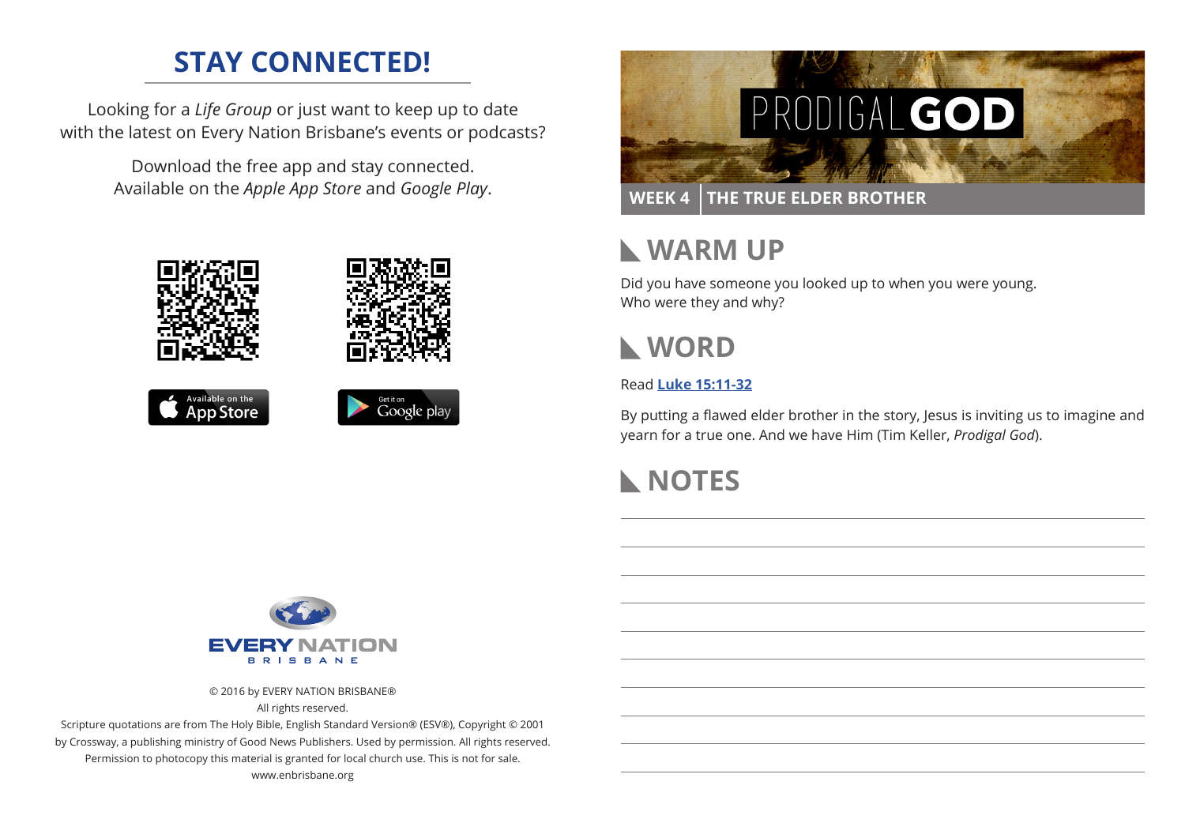## STAY CONNECTED!

Looking for a *Life Group* or just want to keep up to date with the latest on Every Nation Brisbane's events or podcasts?

Download the free app and stay connected. Available on the *Apple App Store* and *Google Play*.

Available on the App Store

Get it on Google play

EVERY NATION BRISBANE

© 2016 by EVERY NATION BRISBANE®
All rights reserved.
Scripture quotations are from The Holy Bible, English Standard Version® (ESV®), Copyright © 2001 by Crossway, a publishing ministry of Good News Publishers. Used by permission. All rights reserved.
Permission to photocopy this material is granted for local church use. This is not for sale.
www.enbrisbane.org

# PRODIGAL GOD

**WEEK 4 | THE TRUE ELDER BROTHER**

## WARM UP

Did you have someone you looked up to when you were young. Who were they and why?

## WORD

Read **Luke 15:11-32**

By putting a flawed elder brother in the story, Jesus is inviting us to imagine and yearn for a true one. And we have Him (Tim Keller, *Prodigal God*).

## NOTES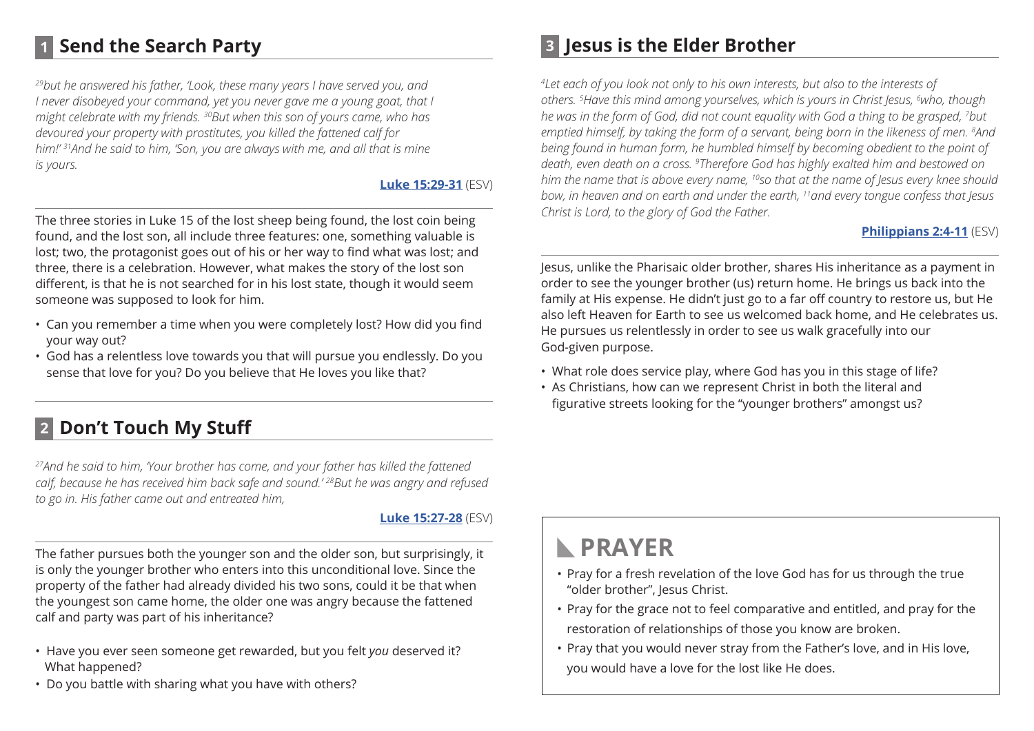## 1 Send the Search Party

*[29]but he answered his father, 'Look, these many years I have served you, and I never disobeyed your command, yet you never gave me a young goat, that I might celebrate with my friends. [30]But when this son of yours came, who has devoured your property with prostitutes, you killed the fattened calf for him!' [31]And he said to him, 'Son, you are always with me, and all that is mine is yours.*

**Luke 15:29-31** (ESV)

The three stories in Luke 15 of the lost sheep being found, the lost coin being found, and the lost son, all include three features: one, something valuable is lost; two, the protagonist goes out of his or her way to find what was lost; and three, there is a celebration. However, what makes the story of the lost son different, is that he is not searched for in his lost state, though it would seem someone was supposed to look for him.

- Can you remember a time when you were completely lost? How did you find your way out?
- God has a relentless love towards you that will pursue you endlessly. Do you sense that love for you? Do you believe that He loves you like that?

## 2 Don't Touch My Stuff

*[27]And he said to him, 'Your brother has come, and your father has killed the fattened calf, because he has received him back safe and sound.' [28]But he was angry and refused to go in. His father came out and entreated him,*

**Luke 15:27-28** (ESV)

The father pursues both the younger son and the older son, but surprisingly, it is only the younger brother who enters into this unconditional love. Since the property of the father had already divided his two sons, could it be that when the youngest son came home, the older one was angry because the fattened calf and party was part of his inheritance?

- Have you ever seen someone get rewarded, but you felt *you* deserved it? What happened?
- Do you battle with sharing what you have with others?

## 3 Jesus is the Elder Brother

*[4]Let each of you look not only to his own interests, but also to the interests of others. [5]Have this mind among yourselves, which is yours in Christ Jesus, [6]who, though he was in the form of God, did not count equality with God a thing to be grasped, [7]but emptied himself, by taking the form of a servant, being born in the likeness of men. [8]And being found in human form, he humbled himself by becoming obedient to the point of death, even death on a cross. [9]Therefore God has highly exalted him and bestowed on him the name that is above every name, [10]so that at the name of Jesus every knee should bow, in heaven and on earth and under the earth, [11]and every tongue confess that Jesus Christ is Lord, to the glory of God the Father.*

**Philippians 2:4-11** (ESV)

Jesus, unlike the Pharisaic older brother, shares His inheritance as a payment in order to see the younger brother (us) return home. He brings us back into the family at His expense. He didn't just go to a far off country to restore us, but He also left Heaven for Earth to see us welcomed back home, and He celebrates us. He pursues us relentlessly in order to see us walk gracefully into our God-given purpose.

- What role does service play, where God has you in this stage of life?
- As Christians, how can we represent Christ in both the literal and figurative streets looking for the "younger brothers" amongst us?

## PRAYER

- Pray for a fresh revelation of the love God has for us through the true "older brother", Jesus Christ.
- Pray for the grace not to feel comparative and entitled, and pray for the restoration of relationships of those you know are broken.
- Pray that you would never stray from the Father's love, and in His love, you would have a love for the lost like He does.